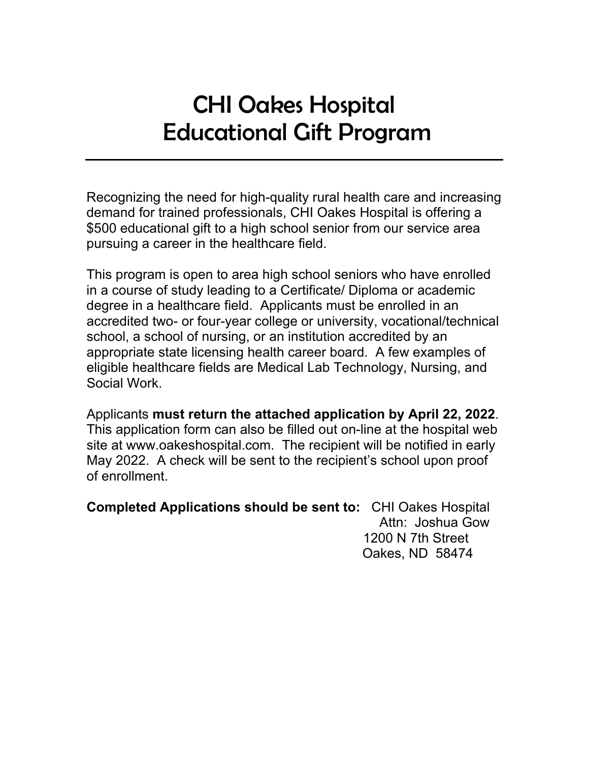# CHI Oakes Hospital Educational Gift Program

---

Recognizing the need for high-quality rural health care and increasing demand for trained professionals, CHI Oakes Hospital is offering a $500 educational gift to a high school senior from our service area pursuing a career in the healthcare field.

This program is open to area high school seniors who have enrolled in a course of study leading to a Certificate/ Diploma or academic degree in a healthcare field. Applicants must be enrolled in an accredited two- or four-year college or university, vocational/technical school, a school of nursing, or an institution accredited by an appropriate state licensing health career board. A few examples of eligible healthcare fields are Medical Lab Technology, Nursing, and Social Work.

Applicants **must return the attached application by April 22, 2022**. This application form can also be filled out on-line at the hospital web site at www.oakeshospital.com. The recipient will be notified in early May 2022. A check will be sent to the recipient's school upon proof of enrollment.

**Completed Applications should be sent to:** CHI Oakes Hospital
Attn: Joshua Gow
1200 N 7th Street
Oakes, ND 58474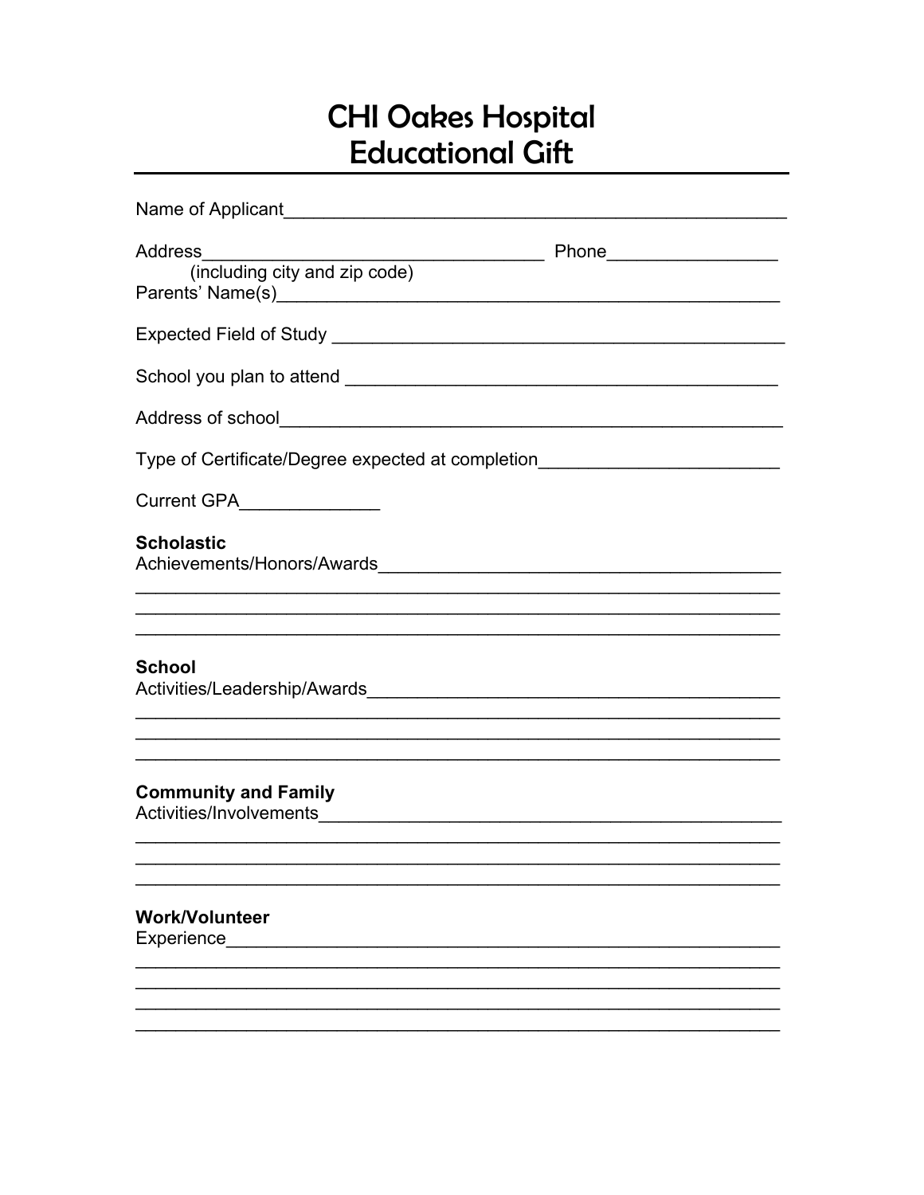# CHI Oakes Hospital Educational Gift

Name of Applicant____________________________________________________

Address___________________________________ Phone_________________
(including city and zip code)
Parents' Name(s)____________________________________________________

Expected Field of Study _______________________________________________

School you plan to attend _____________________________________________

Address of school____________________________________________________

Type of Certificate/Degree expected at completion________________________

Current GPA______________

**Scholastic**
Achievements/Honors/Awards_________________________________________
_____________________________________________________________________
_____________________________________________________________________
_____________________________________________________________________

**School**
Activities/Leadership/Awards__________________________________________
_____________________________________________________________________
_____________________________________________________________________
_____________________________________________________________________

**Community and Family**
Activities/Involvements_______________________________________________
_____________________________________________________________________
_____________________________________________________________________
_____________________________________________________________________

**Work/Volunteer**
Experience__________________________________________________________
_____________________________________________________________________
_____________________________________________________________________
_____________________________________________________________________
_____________________________________________________________________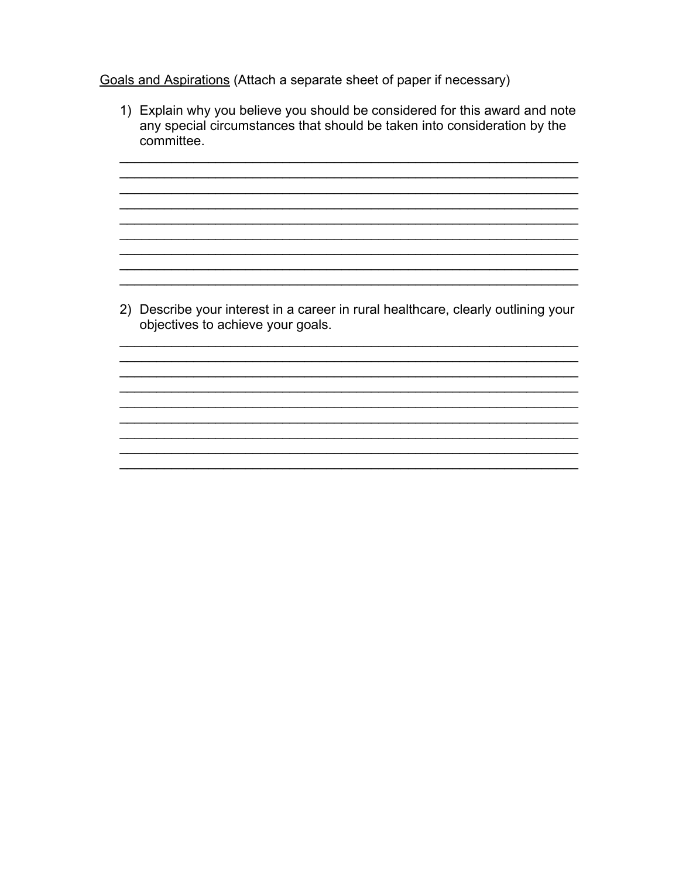<u>Goals and Aspirations</u> (Attach a separate sheet of paper if necessary)

1) Explain why you believe you should be considered for this award and note any special circumstances that should be taken into consideration by the committee.

_______________________________________________________________
_______________________________________________________________
_______________________________________________________________
_______________________________________________________________
_______________________________________________________________
_______________________________________________________________
_______________________________________________________________
_______________________________________________________________
_______________________________________________________________

2) Describe your interest in a career in rural healthcare, clearly outlining your objectives to achieve your goals.

_______________________________________________________________
_______________________________________________________________
_______________________________________________________________
_______________________________________________________________
_______________________________________________________________
_______________________________________________________________
_______________________________________________________________
_______________________________________________________________
_______________________________________________________________